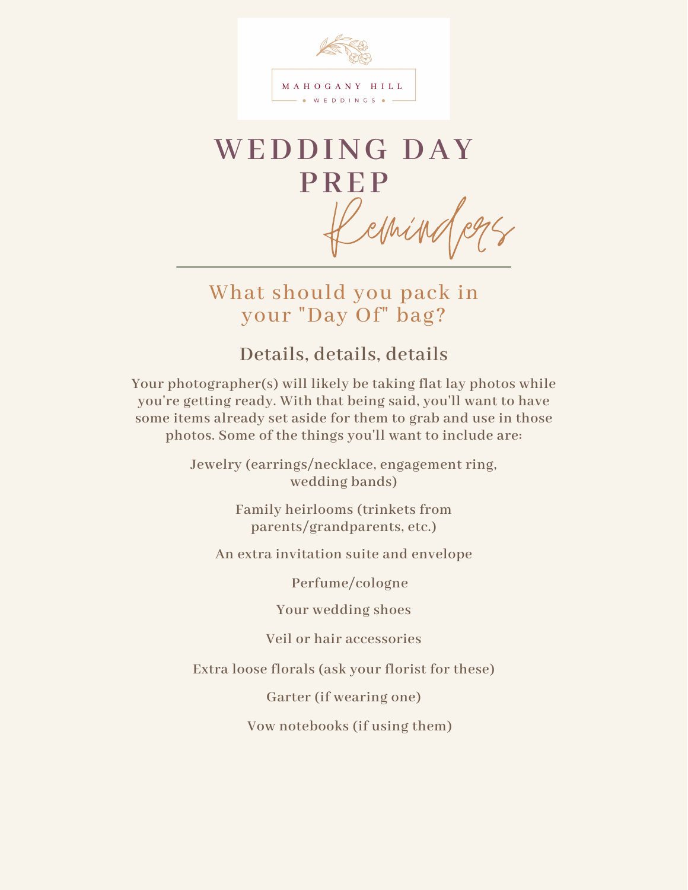MAHOGANY HILL

WEDDINGS

# WEDDING DAY PREP *Reminders*

## What should you pack in your "Day Of" bag?

### Details, details, details

Your photographer(s) will likely be taking flat lay photos while you're getting ready. With that being said, you'll want to have some items already set aside for them to grab and use in those photos. Some of the things you'll want to include are:

- Jewelry (earrings/necklace, engagement ring, wedding bands)
- Family heirlooms (trinkets from parents/grandparents, etc.)
- An extra invitation suite and envelope
- Perfume/cologne
- Your wedding shoes
- Veil or hair accessories
- Extra loose florals (ask your florist for these)
- Garter (if wearing one)
- Vow notebooks (if using them)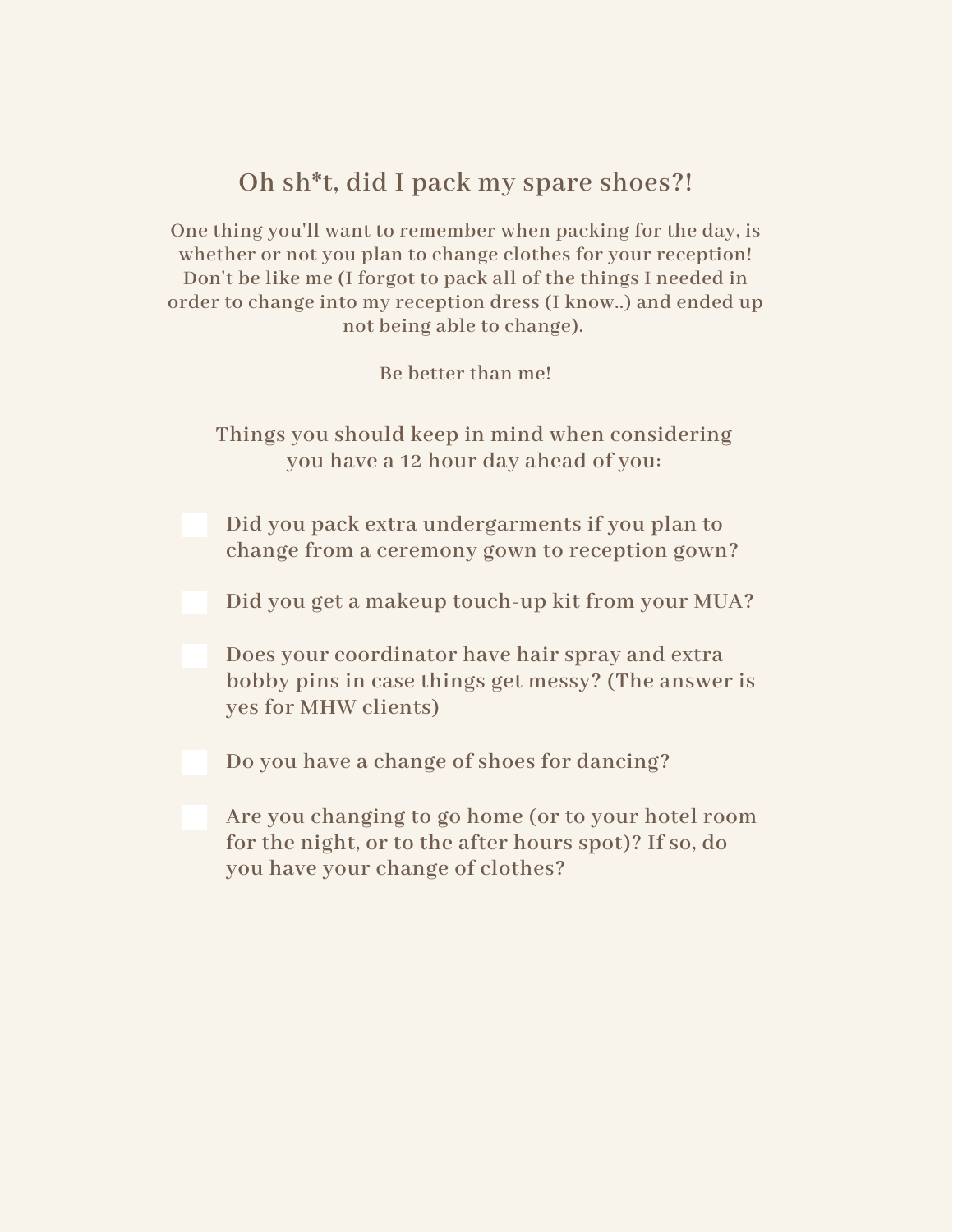## Oh sh*t, did I pack my spare shoes?!

One thing you'll want to remember when packing for the day, is whether or not you plan to change clothes for your reception! Don't be like me (I forgot to pack all of the things I needed in order to change into my reception dress (I know..) and ended up not being able to change).

Be better than me!

### Things you should keep in mind when considering you have a 12 hour day ahead of you:

- [ ] Did you pack extra undergarments if you plan to change from a ceremony gown to reception gown?
- [ ] Did you get a makeup touch-up kit from your MUA?
- [ ] Does your coordinator have hair spray and extra bobby pins in case things get messy? (The answer is yes for MHW clients)
- [ ] Do you have a change of shoes for dancing?
- [ ] Are you changing to go home (or to your hotel room for the night, or to the after hours spot)? If so, do you have your change of clothes?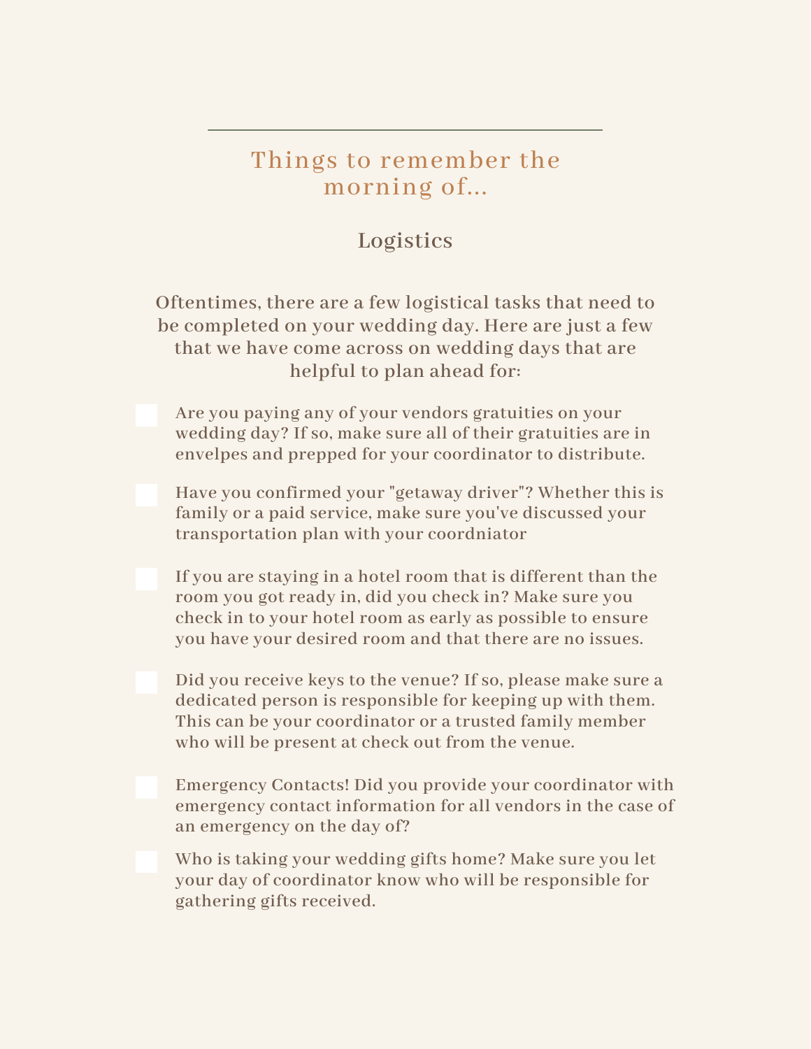## Things to remember the morning of...

### Logistics

Oftentimes, there are a few logistical tasks that need to be completed on your wedding day. Here are just a few that we have come across on wedding days that are helpful to plan ahead for:

- [ ] Are you paying any of your vendors gratuities on your wedding day? If so, make sure all of their gratuities are in envelpes and prepped for your coordinator to distribute.
- [ ] Have you confirmed your "getaway driver"? Whether this is family or a paid service, make sure you've discussed your transportation plan with your coordniator
- [ ] If you are staying in a hotel room that is different than the room you got ready in, did you check in? Make sure you check in to your hotel room as early as possible to ensure you have your desired room and that there are no issues.
- [ ] Did you receive keys to the venue? If so, please make sure a dedicated person is responsible for keeping up with them. This can be your coordinator or a trusted family member who will be present at check out from the venue.
- [ ] Emergency Contacts! Did you provide your coordinator with emergency contact information for all vendors in the case of an emergency on the day of?
- [ ] Who is taking your wedding gifts home? Make sure you let your day of coordinator know who will be responsible for gathering gifts received.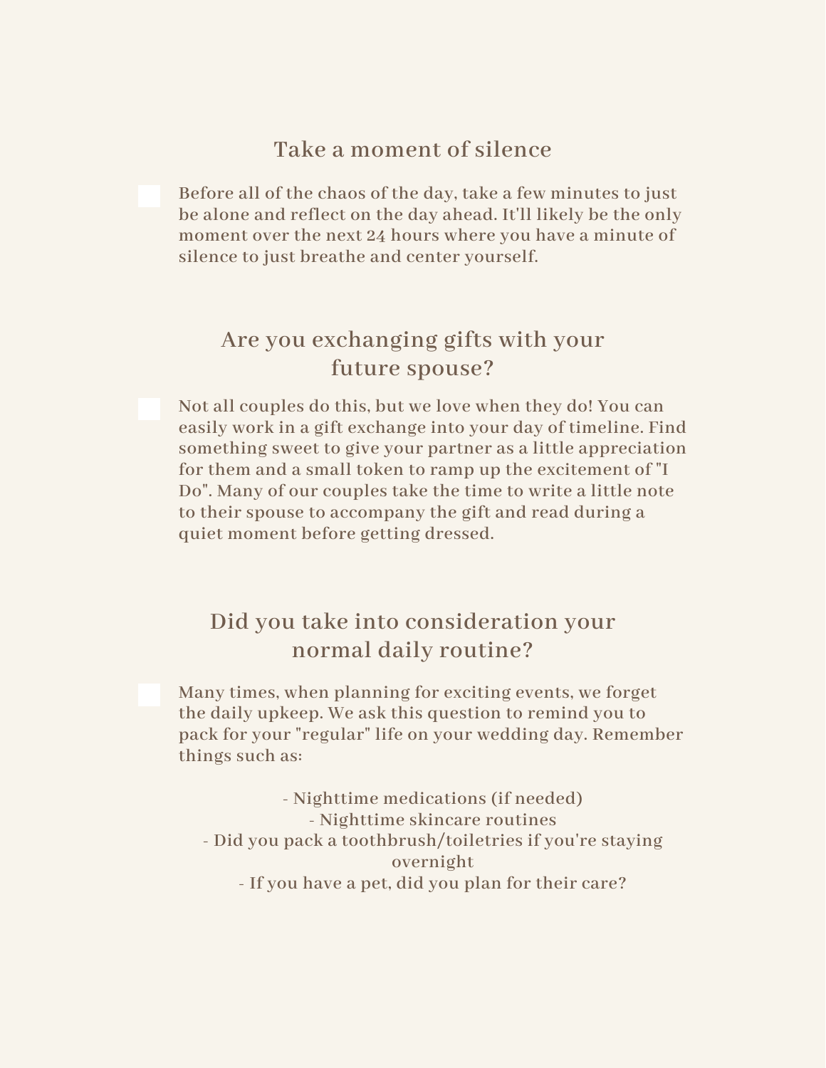## Take a moment of silence

- [ ] Before all of the chaos of the day, take a few minutes to just be alone and reflect on the day ahead. It'll likely be the only moment over the next 24 hours where you have a minute of silence to just breathe and center yourself.

## Are you exchanging gifts with your future spouse?

- [ ] Not all couples do this, but we love when they do! You can easily work in a gift exchange into your day of timeline. Find something sweet to give your partner as a little appreciation for them and a small token to ramp up the excitement of "I Do". Many of our couples take the time to write a little note to their spouse to accompany the gift and read during a quiet moment before getting dressed.

## Did you take into consideration your normal daily routine?

- [ ] Many times, when planning for exciting events, we forget the daily upkeep. We ask this question to remind you to pack for your "regular" life on your wedding day. Remember things such as:

- Nighttime medications (if needed)
- Nighttime skincare routines
- Did you pack a toothbrush/toiletries if you're staying overnight
- If you have a pet, did you plan for their care?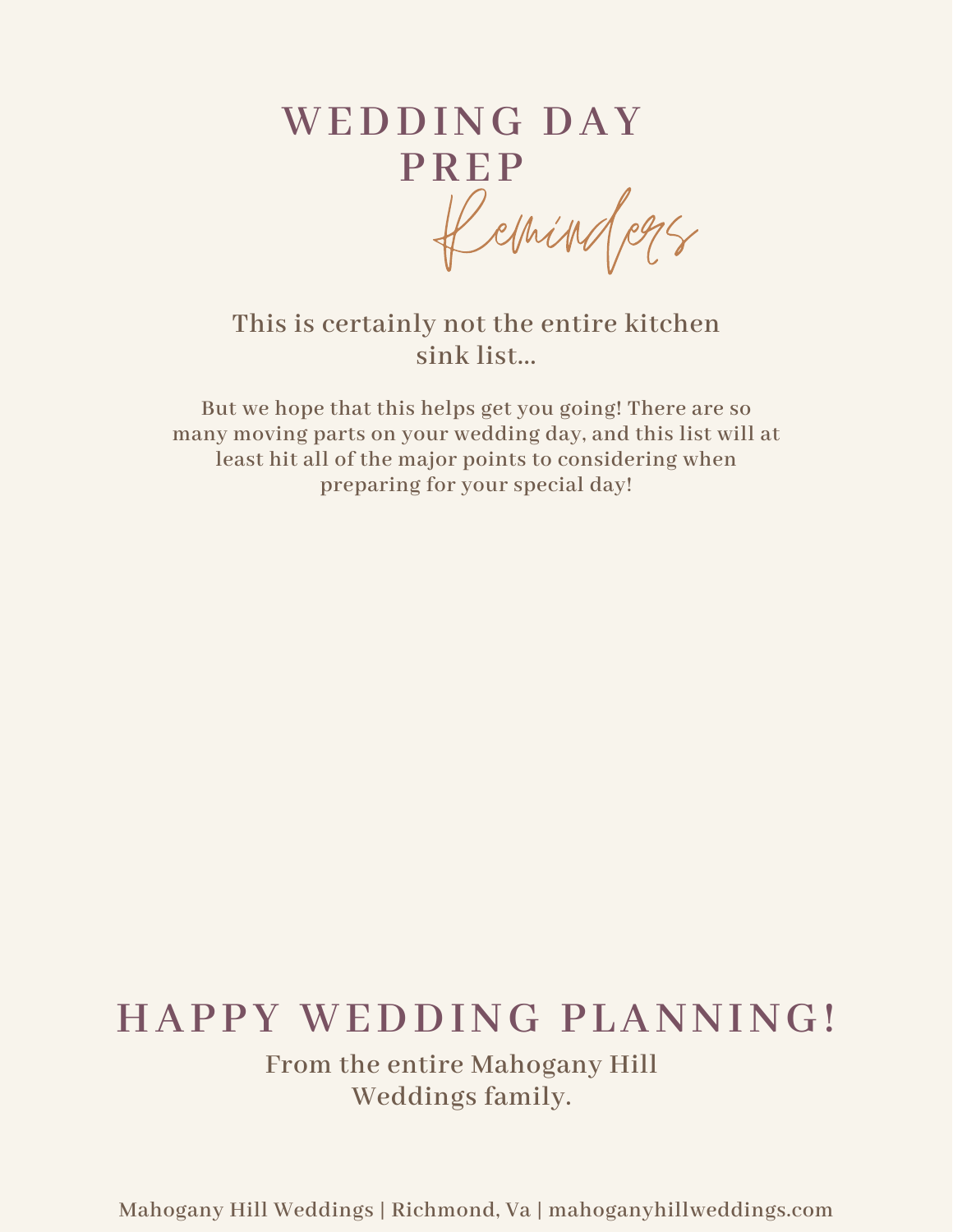# WEDDING DAY PREP *Reminders*

## This is certainly not the entire kitchen sink list...

But we hope that this helps get you going! There are so many moving parts on your wedding day, and this list will at least hit all of the major points to considering when preparing for your special day!

# HAPPY WEDDING PLANNING!

From the entire Mahogany Hill Weddings family.

Mahogany Hill Weddings | Richmond, Va | mahoganyhillweddings.com